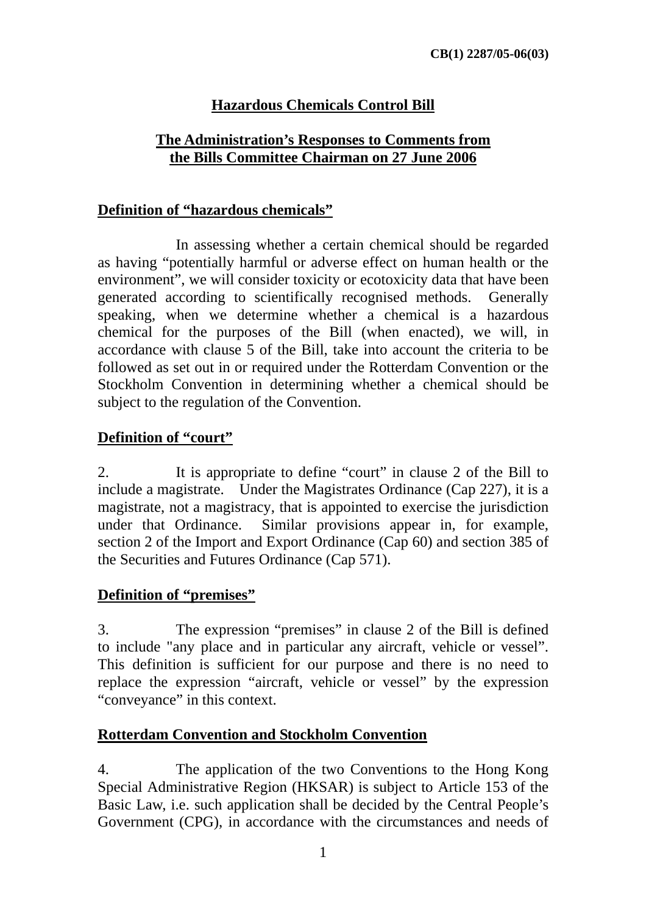CB(1) 2287/05-06(03)

# Hazardous Chemicals Control Bill

## The Administration's Responses to Comments from the Bills Committee Chairman on 27 June 2006

### Definition of "hazardous chemicals"

In assessing whether a certain chemical should be regarded as having "potentially harmful or adverse effect on human health or the environment", we will consider toxicity or ecotoxicity data that have been generated according to scientifically recognised methods. Generally speaking, when we determine whether a chemical is a hazardous chemical for the purposes of the Bill (when enacted), we will, in accordance with clause 5 of the Bill, take into account the criteria to be followed as set out in or required under the Rotterdam Convention or the Stockholm Convention in determining whether a chemical should be subject to the regulation of the Convention.

### Definition of "court"

2. It is appropriate to define "court" in clause 2 of the Bill to include a magistrate. Under the Magistrates Ordinance (Cap 227), it is a magistrate, not a magistracy, that is appointed to exercise the jurisdiction under that Ordinance. Similar provisions appear in, for example, section 2 of the Import and Export Ordinance (Cap 60) and section 385 of the Securities and Futures Ordinance (Cap 571).

### Definition of "premises"

3. The expression "premises" in clause 2 of the Bill is defined to include "any place and in particular any aircraft, vehicle or vessel". This definition is sufficient for our purpose and there is no need to replace the expression "aircraft, vehicle or vessel" by the expression "conveyance" in this context.

### Rotterdam Convention and Stockholm Convention

4. The application of the two Conventions to the Hong Kong Special Administrative Region (HKSAR) is subject to Article 153 of the Basic Law, i.e. such application shall be decided by the Central People's Government (CPG), in accordance with the circumstances and needs of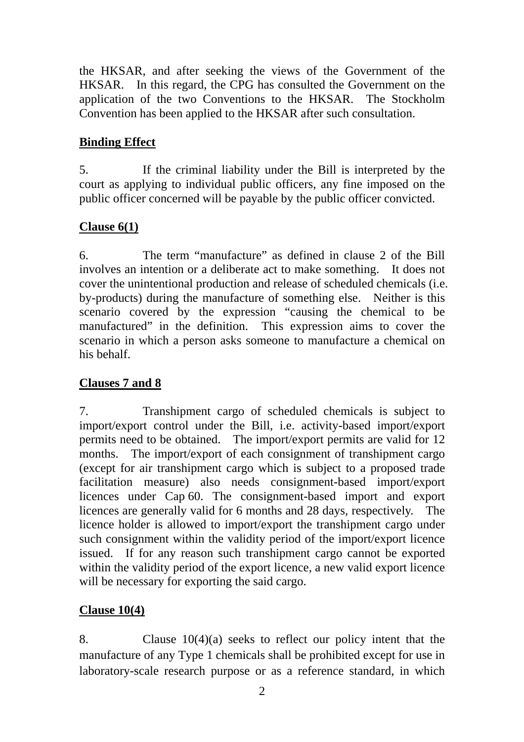the HKSAR, and after seeking the views of the Government of the HKSAR. In this regard, the CPG has consulted the Government on the application of the two Conventions to the HKSAR. The Stockholm Convention has been applied to the HKSAR after such consultation.

**<u>Binding Effect</u>**

5. If the criminal liability under the Bill is interpreted by the court as applying to individual public officers, any fine imposed on the public officer concerned will be payable by the public officer convicted.

**<u>Clause 6(1)</u>**

6. The term "manufacture" as defined in clause 2 of the Bill involves an intention or a deliberate act to make something. It does not cover the unintentional production and release of scheduled chemicals (i.e. by-products) during the manufacture of something else. Neither is this scenario covered by the expression "causing the chemical to be manufactured" in the definition. This expression aims to cover the scenario in which a person asks someone to manufacture a chemical on his behalf.

**<u>Clauses 7 and 8</u>**

7. Transhipment cargo of scheduled chemicals is subject to import/export control under the Bill, i.e. activity-based import/export permits need to be obtained. The import/export permits are valid for 12 months. The import/export of each consignment of transhipment cargo (except for air transhipment cargo which is subject to a proposed trade facilitation measure) also needs consignment-based import/export licences under Cap 60. The consignment-based import and export licences are generally valid for 6 months and 28 days, respectively. The licence holder is allowed to import/export the transhipment cargo under such consignment within the validity period of the import/export licence issued. If for any reason such transhipment cargo cannot be exported within the validity period of the export licence, a new valid export licence will be necessary for exporting the said cargo.

**<u>Clause 10(4)</u>**

8. Clause 10(4)(a) seeks to reflect our policy intent that the manufacture of any Type 1 chemicals shall be prohibited except for use in laboratory-scale research purpose or as a reference standard, in which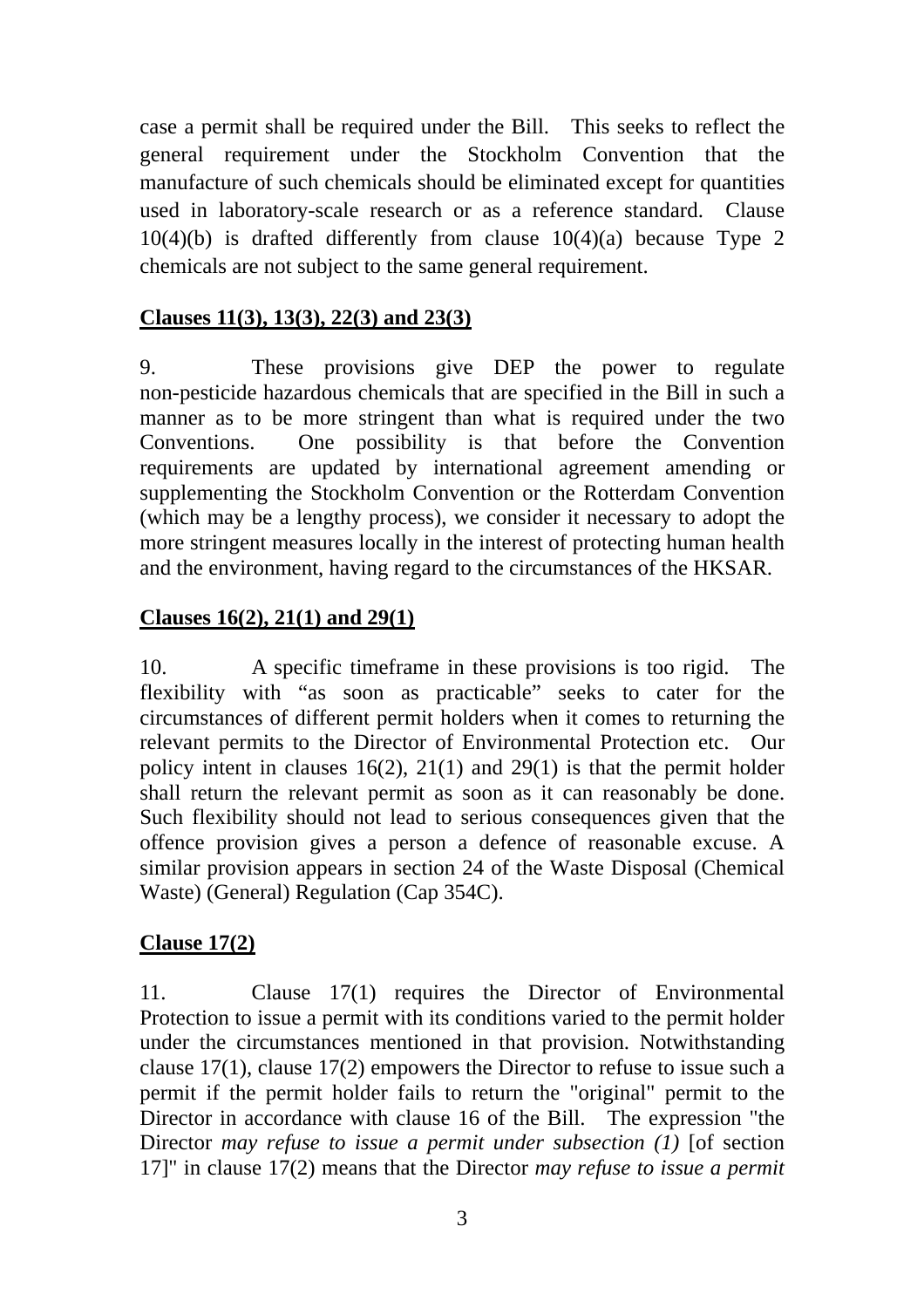case a permit shall be required under the Bill. This seeks to reflect the general requirement under the Stockholm Convention that the manufacture of such chemicals should be eliminated except for quantities used in laboratory-scale research or as a reference standard. Clause 10(4)(b) is drafted differently from clause 10(4)(a) because Type 2 chemicals are not subject to the same general requirement.

**<u>Clauses 11(3), 13(3), 22(3) and 23(3)</u>**

9. These provisions give DEP the power to regulate non-pesticide hazardous chemicals that are specified in the Bill in such a manner as to be more stringent than what is required under the two Conventions. One possibility is that before the Convention requirements are updated by international agreement amending or supplementing the Stockholm Convention or the Rotterdam Convention (which may be a lengthy process), we consider it necessary to adopt the more stringent measures locally in the interest of protecting human health and the environment, having regard to the circumstances of the HKSAR.

**<u>Clauses 16(2), 21(1) and 29(1)</u>**

10. A specific timeframe in these provisions is too rigid. The flexibility with "as soon as practicable" seeks to cater for the circumstances of different permit holders when it comes to returning the relevant permits to the Director of Environmental Protection etc. Our policy intent in clauses 16(2), 21(1) and 29(1) is that the permit holder shall return the relevant permit as soon as it can reasonably be done. Such flexibility should not lead to serious consequences given that the offence provision gives a person a defence of reasonable excuse. A similar provision appears in section 24 of the Waste Disposal (Chemical Waste) (General) Regulation (Cap 354C).

**<u>Clause 17(2)</u>**

11. Clause 17(1) requires the Director of Environmental Protection to issue a permit with its conditions varied to the permit holder under the circumstances mentioned in that provision. Notwithstanding clause 17(1), clause 17(2) empowers the Director to refuse to issue such a permit if the permit holder fails to return the "original" permit to the Director in accordance with clause 16 of the Bill. The expression "the Director *may refuse to issue a permit under subsection (1)* [of section 17]" in clause 17(2) means that the Director *may refuse to issue a permit*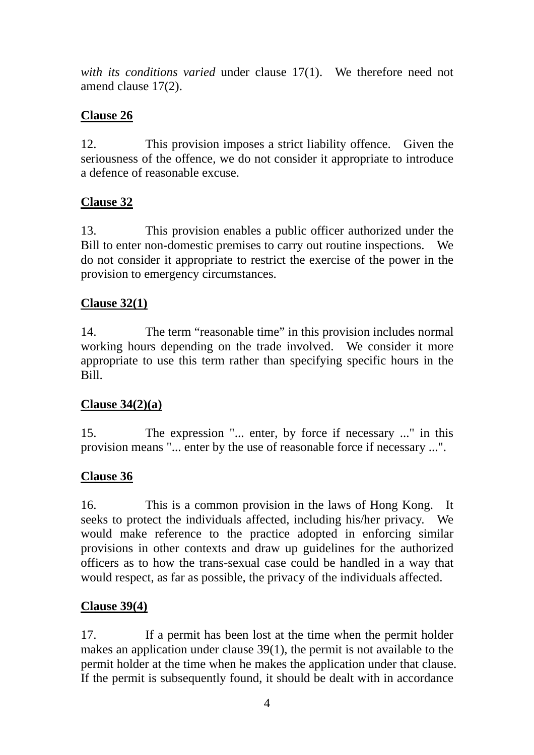*with its conditions varied* under clause 17(1). We therefore need not amend clause 17(2).

**<u>Clause 26</u>**

12. This provision imposes a strict liability offence. Given the seriousness of the offence, we do not consider it appropriate to introduce a defence of reasonable excuse.

**<u>Clause 32</u>**

13. This provision enables a public officer authorized under the Bill to enter non-domestic premises to carry out routine inspections. We do not consider it appropriate to restrict the exercise of the power in the provision to emergency circumstances.

**<u>Clause 32(1)</u>**

14. The term “reasonable time” in this provision includes normal working hours depending on the trade involved. We consider it more appropriate to use this term rather than specifying specific hours in the Bill.

**<u>Clause 34(2)(a)</u>**

15. The expression "... enter, by force if necessary ..." in this provision means "... enter by the use of reasonable force if necessary ...".

**<u>Clause 36</u>**

16. This is a common provision in the laws of Hong Kong. It seeks to protect the individuals affected, including his/her privacy. We would make reference to the practice adopted in enforcing similar provisions in other contexts and draw up guidelines for the authorized officers as to how the trans-sexual case could be handled in a way that would respect, as far as possible, the privacy of the individuals affected.

**<u>Clause 39(4)</u>**

17. If a permit has been lost at the time when the permit holder makes an application under clause 39(1), the permit is not available to the permit holder at the time when he makes the application under that clause. If the permit is subsequently found, it should be dealt with in accordance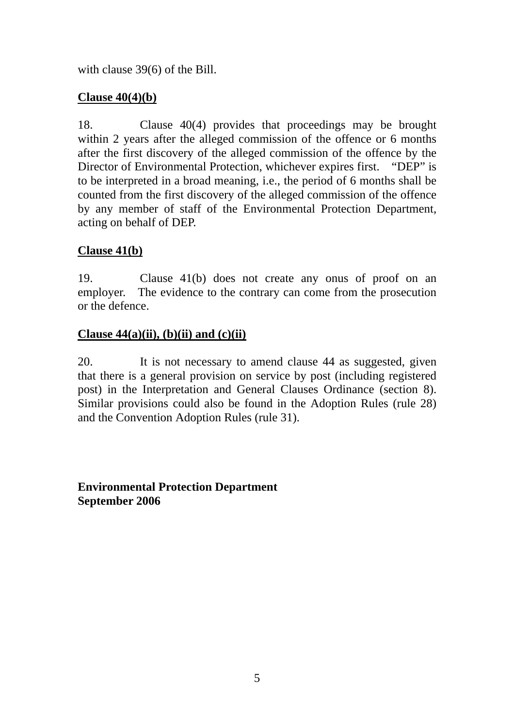with clause 39(6) of the Bill.

**Clause 40(4)(b)**

18. Clause 40(4) provides that proceedings may be brought within 2 years after the alleged commission of the offence or 6 months after the first discovery of the alleged commission of the offence by the Director of Environmental Protection, whichever expires first. "DEP" is to be interpreted in a broad meaning, i.e., the period of 6 months shall be counted from the first discovery of the alleged commission of the offence by any member of staff of the Environmental Protection Department, acting on behalf of DEP.

**Clause 41(b)**

19. Clause 41(b) does not create any onus of proof on an employer. The evidence to the contrary can come from the prosecution or the defence.

**Clause 44(a)(ii), (b)(ii) and (c)(ii)**

20. It is not necessary to amend clause 44 as suggested, given that there is a general provision on service by post (including registered post) in the Interpretation and General Clauses Ordinance (section 8). Similar provisions could also be found in the Adoption Rules (rule 28) and the Convention Adoption Rules (rule 31).

**Environmental Protection Department**
**September 2006**